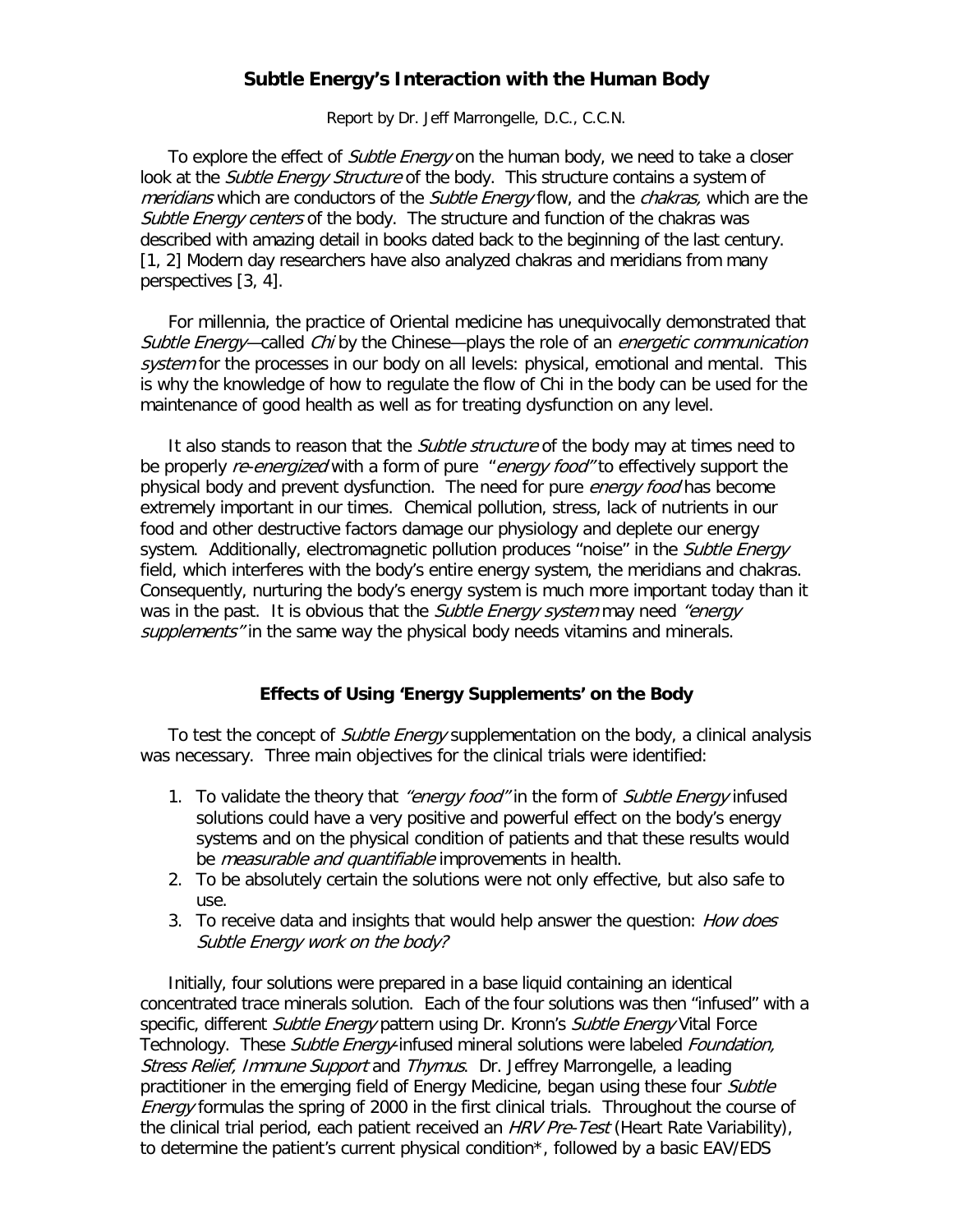# Subtle Energy's Interaction with the Human Body

Report by Dr. Jeff Marrongelle, D.C., C.C.N.

To explore the effect of *Subtle Energy* on the human body, we need to take a closer look at the *Subtle Energy Structure* of the body. This structure contains a system of *meridians* which are conductors of the *Subtle Energy* flow, and the *chakras,* which are the *Subtle Energy centers* of the body. The structure and function of the chakras was described with amazing detail in books dated back to the beginning of the last century. [1, 2] Modern day researchers have also analyzed chakras and meridians from many perspectives [3, 4].

For millennia, the practice of Oriental medicine has unequivocally demonstrated that *Subtle Energy*—called *Chi* by the Chinese—plays the role of an *energetic communication system* for the processes in our body on all levels: physical, emotional and mental. This is why the knowledge of how to regulate the flow of Chi in the body can be used for the maintenance of good health as well as for treating dysfunction on any level.

It also stands to reason that the *Subtle structure* of the body may at times need to be properly *re-energized* with a form of pure "*energy food*" to effectively support the physical body and prevent dysfunction. The need for pure *energy food* has become extremely important in our times. Chemical pollution, stress, lack of nutrients in our food and other destructive factors damage our physiology and deplete our energy system. Additionally, electromagnetic pollution produces "noise" in the *Subtle Energy* field, which interferes with the body's entire energy system, the meridians and chakras. Consequently, nurturing the body's energy system is much more important today than it was in the past. It is obvious that the *Subtle Energy system* may need *"energy supplements"* in the same way the physical body needs vitamins and minerals.

## Effects of Using 'Energy Supplements' on the Body

To test the concept of *Subtle Energy* supplementation on the body, a clinical analysis was necessary. Three main objectives for the clinical trials were identified:

1. To validate the theory that *"energy food"* in the form of *Subtle Energy* infused solutions could have a very positive and powerful effect on the body's energy systems and on the physical condition of patients and that these results would be *measurable and quantifiable* improvements in health.
2. To be absolutely certain the solutions were not only effective, but also safe to use.
3. To receive data and insights that would help answer the question: *How does Subtle Energy work on the body?*

Initially, four solutions were prepared in a base liquid containing an identical concentrated trace minerals solution. Each of the four solutions was then "infused" with a specific, different *Subtle Energy* pattern using Dr. Kronn's *Subtle Energy* Vital Force Technology. These *Subtle Energy*-infused mineral solutions were labeled *Foundation, Stress Relief, Immune Support* and *Thymus*. Dr. Jeffrey Marrongelle, a leading practitioner in the emerging field of Energy Medicine, began using these four *Subtle Energy* formulas the spring of 2000 in the first clinical trials. Throughout the course of the clinical trial period, each patient received an *HRV Pre-Test* (Heart Rate Variability), to determine the patient's current physical condition*, followed by a basic EAV/EDS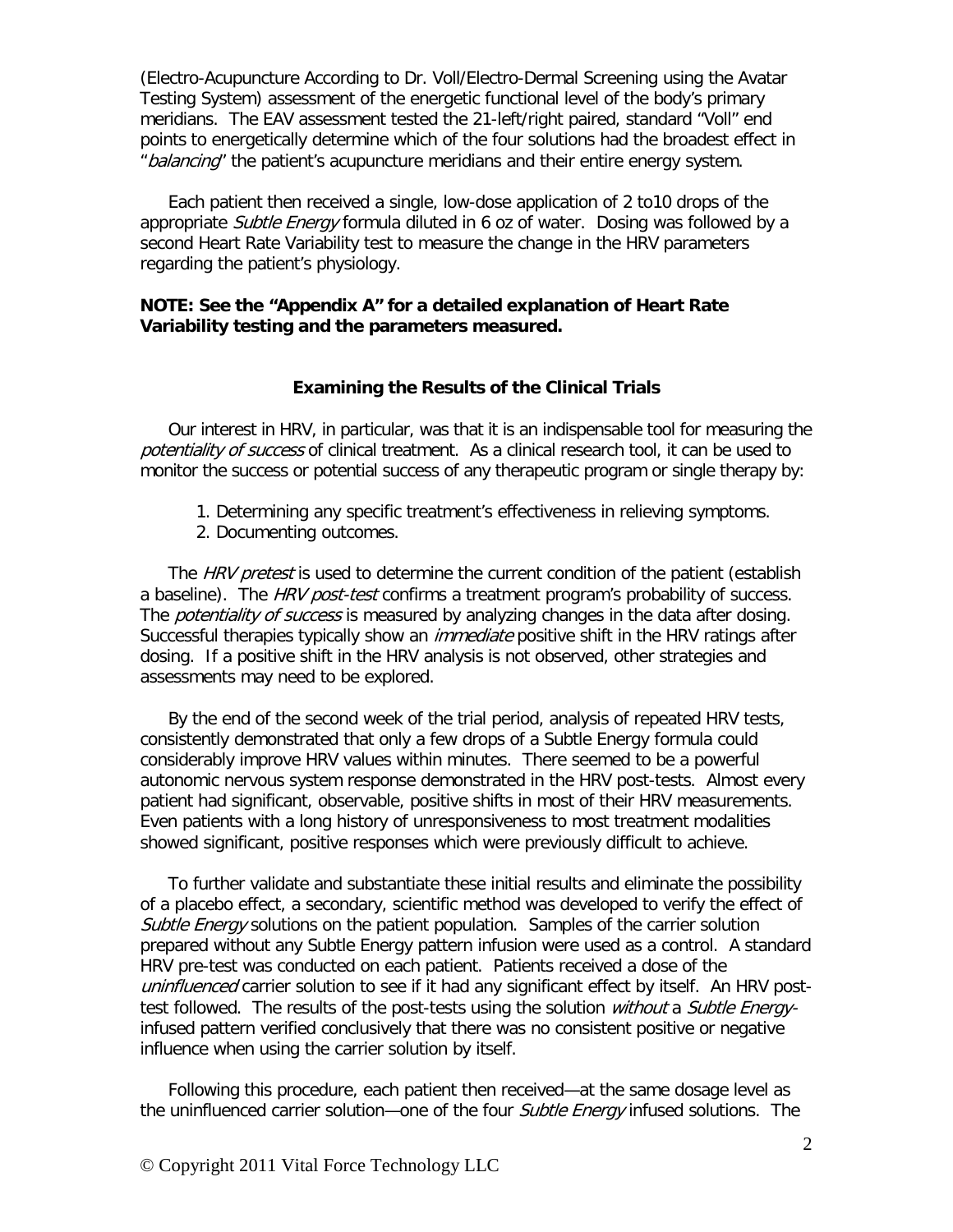(Electro-Acupuncture According to Dr. Voll/Electro-Dermal Screening using the Avatar Testing System) assessment of the energetic functional level of the body's primary meridians. The EAV assessment tested the 21-left/right paired, standard "Voll" end points to energetically determine which of the four solutions had the broadest effect in "*balancing*" the patient's acupuncture meridians and their entire energy system.

Each patient then received a single, low-dose application of 2 to10 drops of the appropriate *Subtle Energy* formula diluted in 6 oz of water. Dosing was followed by a second Heart Rate Variability test to measure the change in the HRV parameters regarding the patient's physiology.

**NOTE: See the "Appendix A" for a detailed explanation of Heart Rate Variability testing and the parameters measured.**

## Examining the Results of the Clinical Trials

Our interest in HRV, in particular, was that it is an indispensable tool for measuring the *potentiality of success* of clinical treatment. As a clinical research tool, it can be used to monitor the success or potential success of any therapeutic program or single therapy by:

1. Determining any specific treatment's effectiveness in relieving symptoms.
2. Documenting outcomes.

The *HRV pretest* is used to determine the current condition of the patient (establish a baseline). The *HRV post-test* confirms a treatment program's probability of success. The *potentiality of success* is measured by analyzing changes in the data after dosing. Successful therapies typically show an *immediate* positive shift in the HRV ratings after dosing. If a positive shift in the HRV analysis is not observed, other strategies and assessments may need to be explored.

By the end of the second week of the trial period, analysis of repeated HRV tests, consistently demonstrated that only a few drops of a Subtle Energy formula could considerably improve HRV values within minutes. There seemed to be a powerful autonomic nervous system response demonstrated in the HRV post-tests. Almost every patient had significant, observable, positive shifts in most of their HRV measurements. Even patients with a long history of unresponsiveness to most treatment modalities showed significant, positive responses which were previously difficult to achieve.

To further validate and substantiate these initial results and eliminate the possibility of a placebo effect, a secondary, scientific method was developed to verify the effect of *Subtle Energy* solutions on the patient population. Samples of the carrier solution prepared without any Subtle Energy pattern infusion were used as a control. A standard HRV pre-test was conducted on each patient. Patients received a dose of the *uninfluenced* carrier solution to see if it had any significant effect by itself. An HRV post-test followed. The results of the post-tests using the solution *without* a *Subtle Energy*-infused pattern verified conclusively that there was no consistent positive or negative influence when using the carrier solution by itself.

Following this procedure, each patient then received—at the same dosage level as the uninfluenced carrier solution—one of the four *Subtle Energy* infused solutions. The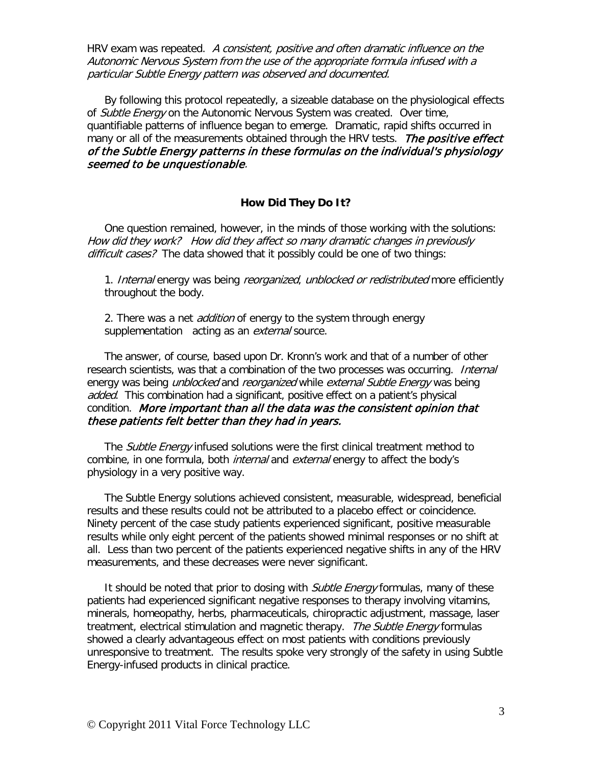HRV exam was repeated. *A consistent, positive and often dramatic influence on the Autonomic Nervous System from the use of the appropriate formula infused with a particular Subtle Energy pattern was observed and documented.*

By following this protocol repeatedly, a sizeable database on the physiological effects of *Subtle Energy* on the Autonomic Nervous System was created. Over time, quantifiable patterns of influence began to emerge. Dramatic, rapid shifts occurred in many or all of the measurements obtained through the HRV tests. ***The positive effect of the Subtle Energy patterns in these formulas on the individual's physiology seemed to be unquestionable***.

**How Did They Do It?**

One question remained, however, in the minds of those working with the solutions: *How did they work? How did they affect so many dramatic changes in previously difficult cases?* The data showed that it possibly could be one of two things:

1. *Internal* energy was being *reorganized*, *unblocked or redistributed* more efficiently throughout the body.

2. There was a net *addition* of energy to the system through energy supplementation acting as an *external* source.

The answer, of course, based upon Dr. Kronn's work and that of a number of other research scientists, was that a combination of the two processes was occurring. *Internal* energy was being *unblocked* and *reorganized* while *external Subtle Energy* was being *added*. This combination had a significant, positive effect on a patient's physical condition. ***More important than all the data was the consistent opinion that these patients felt better than they had in years.***

The *Subtle Energy* infused solutions were the first clinical treatment method to combine, in one formula, both *internal* and *external* energy to affect the body's physiology in a very positive way.

The Subtle Energy solutions achieved consistent, measurable, widespread, beneficial results and these results could not be attributed to a placebo effect or coincidence. Ninety percent of the case study patients experienced significant, positive measurable results while only eight percent of the patients showed minimal responses or no shift at all. Less than two percent of the patients experienced negative shifts in any of the HRV measurements, and these decreases were never significant.

It should be noted that prior to dosing with *Subtle Energy* formulas, many of these patients had experienced significant negative responses to therapy involving vitamins, minerals, homeopathy, herbs, pharmaceuticals, chiropractic adjustment, massage, laser treatment, electrical stimulation and magnetic therapy. *The Subtle Energy* formulas showed a clearly advantageous effect on most patients with conditions previously unresponsive to treatment. The results spoke very strongly of the safety in using Subtle Energy-infused products in clinical practice.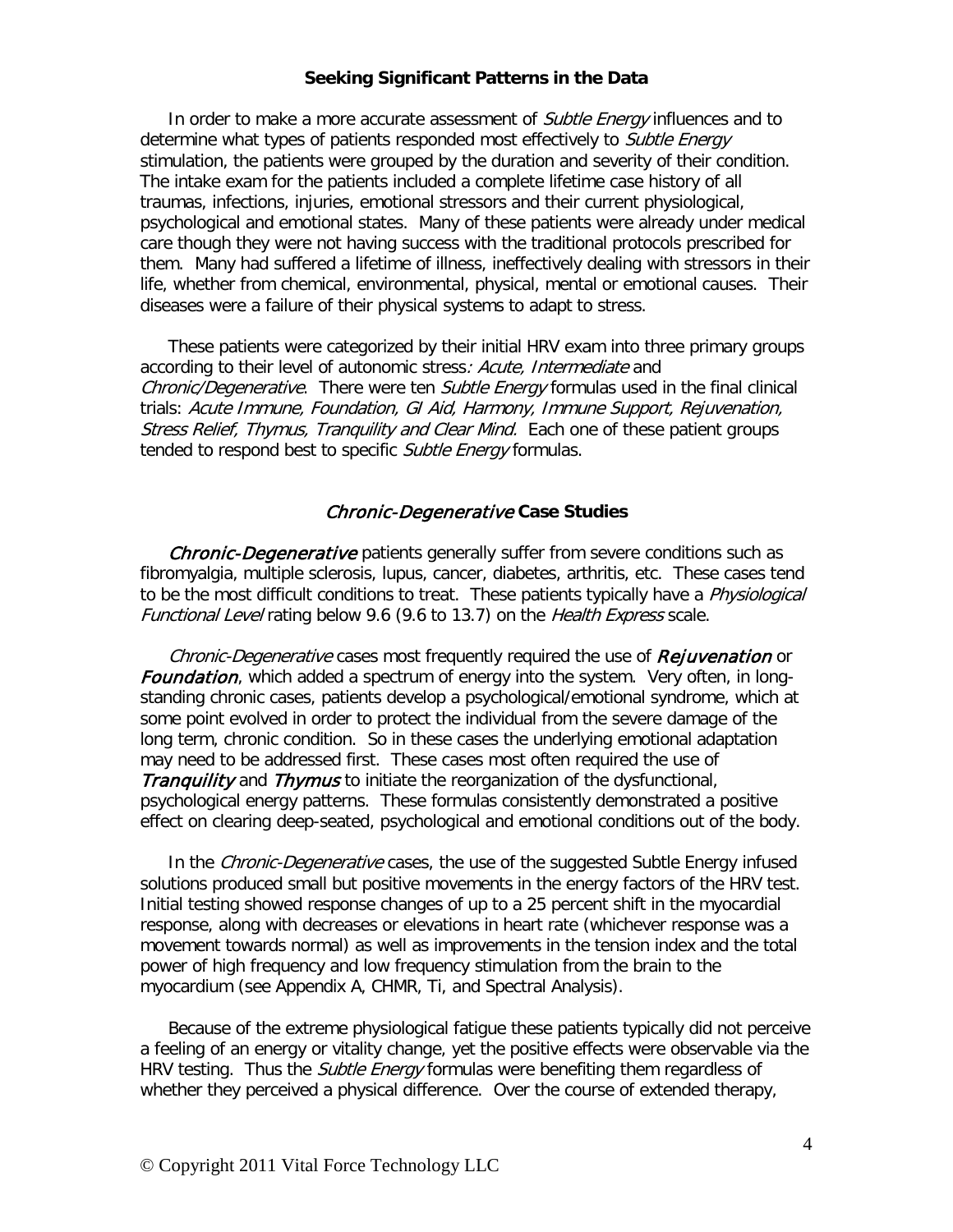## Seeking Significant Patterns in the Data

In order to make a more accurate assessment of *Subtle Energy* influences and to determine what types of patients responded most effectively to *Subtle Energy* stimulation, the patients were grouped by the duration and severity of their condition. The intake exam for the patients included a complete lifetime case history of all traumas, infections, injuries, emotional stressors and their current physiological, psychological and emotional states. Many of these patients were already under medical care though they were not having success with the traditional protocols prescribed for them. Many had suffered a lifetime of illness, ineffectively dealing with stressors in their life, whether from chemical, environmental, physical, mental or emotional causes. Their diseases were a failure of their physical systems to adapt to stress.

These patients were categorized by their initial HRV exam into three primary groups according to their level of autonomic stress*: Acute, Intermediate* and *Chronic/Degenerative*. There were ten *Subtle Energy* formulas used in the final clinical trials: *Acute Immune, Foundation, GI Aid, Harmony, Immune Support, Rejuvenation, Stress Relief, Thymus, Tranquility and Clear Mind*. Each one of these patient groups tended to respond best to specific *Subtle Energy* formulas.

## *Chronic-Degenerative* Case Studies

***Chronic-Degenerative*** patients generally suffer from severe conditions such as fibromyalgia, multiple sclerosis, lupus, cancer, diabetes, arthritis, etc. These cases tend to be the most difficult conditions to treat. These patients typically have a *Physiological Functional Level* rating below 9.6 (9.6 to 13.7) on the *Health Express* scale.

*Chronic-Degenerative* cases most frequently required the use of ***Rejuvenation*** or ***Foundation***, which added a spectrum of energy into the system. Very often, in long-standing chronic cases, patients develop a psychological/emotional syndrome, which at some point evolved in order to protect the individual from the severe damage of the long term, chronic condition. So in these cases the underlying emotional adaptation may need to be addressed first. These cases most often required the use of ***Tranquility*** and ***Thymus*** to initiate the reorganization of the dysfunctional, psychological energy patterns. These formulas consistently demonstrated a positive effect on clearing deep-seated, psychological and emotional conditions out of the body.

In the *Chronic-Degenerative* cases, the use of the suggested Subtle Energy infused solutions produced small but positive movements in the energy factors of the HRV test. Initial testing showed response changes of up to a 25 percent shift in the myocardial response, along with decreases or elevations in heart rate (whichever response was a movement towards normal) as well as improvements in the tension index and the total power of high frequency and low frequency stimulation from the brain to the myocardium (see Appendix A, CHMR, Ti, and Spectral Analysis).

Because of the extreme physiological fatigue these patients typically did not perceive a feeling of an energy or vitality change, yet the positive effects were observable via the HRV testing. Thus the *Subtle Energy* formulas were benefiting them regardless of whether they perceived a physical difference. Over the course of extended therapy,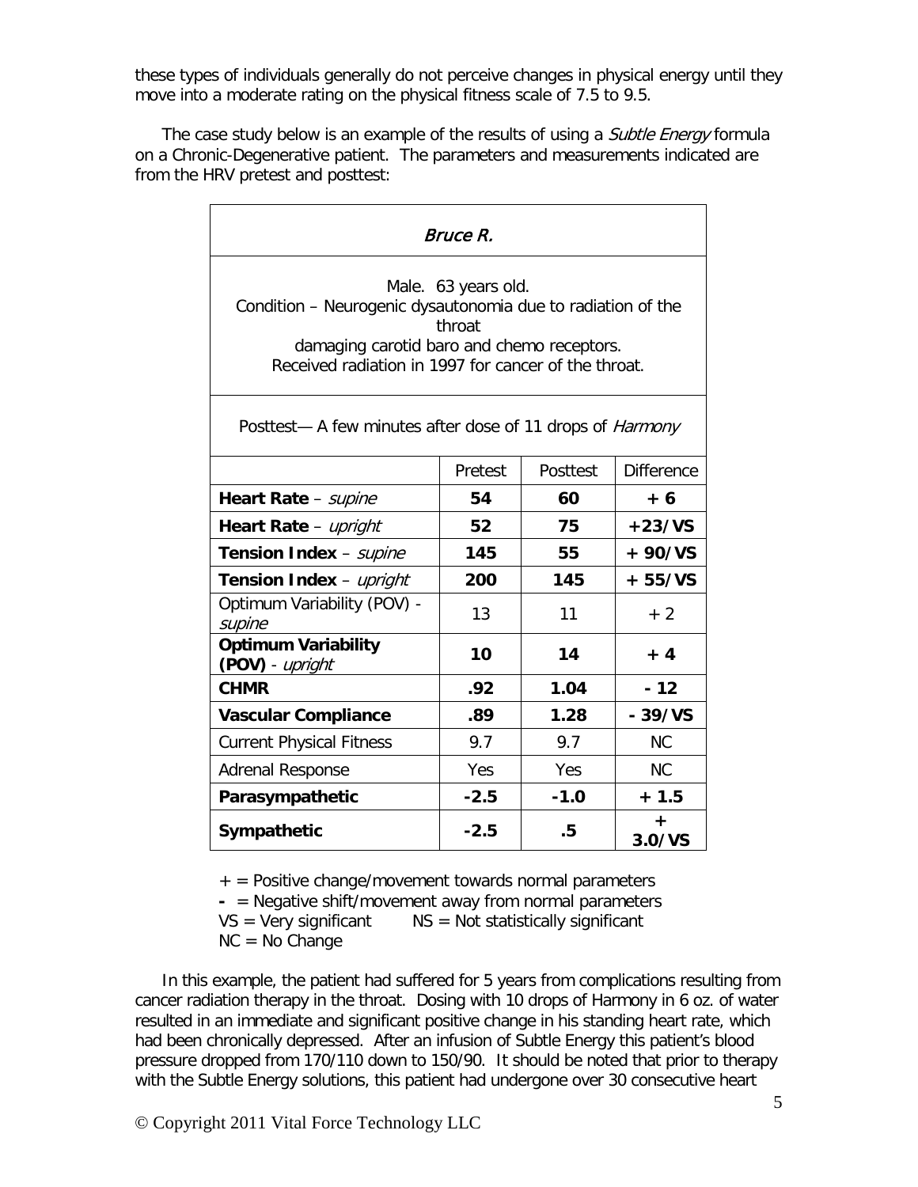these types of individuals generally do not perceive changes in physical energy until they move into a moderate rating on the physical fitness scale of 7.5 to 9.5.

The case study below is an example of the results of using a *Subtle Energy* formula on a Chronic-Degenerative patient. The parameters and measurements indicated are from the HRV pretest and posttest:

| *Bruce R.* | | | |
|---|---|---|---|
| Male. 63 years old.<br>Condition – Neurogenic dysautonomia due to radiation of the throat<br>damaging carotid baro and chemo receptors.<br>Received radiation in 1997 for cancer of the throat. | | | |
| Posttest— A few minutes after dose of 11 drops of *Harmony* | | | |
| | Pretest | Posttest | Difference |
| **Heart Rate** – *supine* | **54** | **60** | **+ 6** |
| **Heart Rate** – *upright* | **52** | **75** | **+23/VS** |
| **Tension Index** – *supine* | **145** | **55** | **+ 90/VS** |
| **Tension Index** – *upright* | **200** | **145** | **+ 55/VS** |
| Optimum Variability (POV) - *supine* | 13 | 11 | + 2 |
| **Optimum Variability (POV)** - *upright* | **10** | **14** | **+ 4** |
| **CHMR** | **.92** | **1.04** | **- 12** |
| **Vascular Compliance** | **.89** | **1.28** | **- 39/VS** |
| Current Physical Fitness | 9.7 | 9.7 | NC |
| Adrenal Response | Yes | Yes | NC |
| **Parasympathetic** | **-2.5** | **-1.0** | **+ 1.5** |
| **Sympathetic** | **-2.5** | **.5** | **+ 3.0/VS** |

\+ = Positive change/movement towards normal parameters
**-** = Negative shift/movement away from normal parameters
VS = Very significant NS = Not statistically significant
NC = No Change

In this example, the patient had suffered for 5 years from complications resulting from cancer radiation therapy in the throat. Dosing with 10 drops of Harmony in 6 oz. of water resulted in an immediate and significant positive change in his standing heart rate, which had been chronically depressed. After an infusion of Subtle Energy this patient's blood pressure dropped from 170/110 down to 150/90. It should be noted that prior to therapy with the Subtle Energy solutions, this patient had undergone over 30 consecutive heart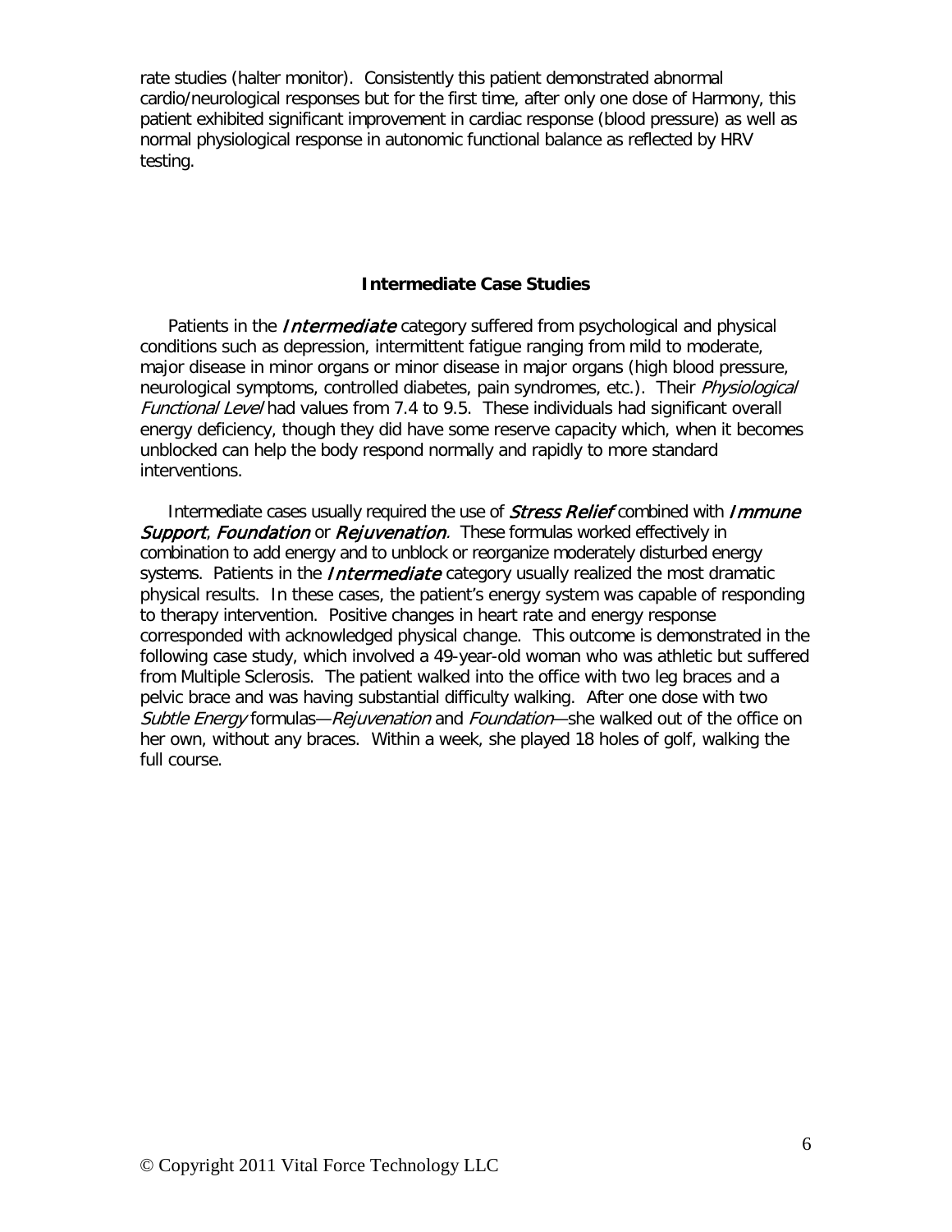rate studies (halter monitor). Consistently this patient demonstrated abnormal cardio/neurological responses but for the first time, after only one dose of Harmony, this patient exhibited significant improvement in cardiac response (blood pressure) as well as normal physiological response in autonomic functional balance as reflected by HRV testing.

### Intermediate Case Studies

Patients in the ***Intermediate*** category suffered from psychological and physical conditions such as depression, intermittent fatigue ranging from mild to moderate, major disease in minor organs or minor disease in major organs (high blood pressure, neurological symptoms, controlled diabetes, pain syndromes, etc.). Their *Physiological Functional Level* had values from 7.4 to 9.5. These individuals had significant overall energy deficiency, though they did have some reserve capacity which, when it becomes unblocked can help the body respond normally and rapidly to more standard interventions.

Intermediate cases usually required the use of ***Stress Relief*** combined with ***Immune Support***, ***Foundation*** or ***Rejuvenation***. These formulas worked effectively in combination to add energy and to unblock or reorganize moderately disturbed energy systems. Patients in the ***Intermediate*** category usually realized the most dramatic physical results. In these cases, the patient's energy system was capable of responding to therapy intervention. Positive changes in heart rate and energy response corresponded with acknowledged physical change. This outcome is demonstrated in the following case study, which involved a 49-year-old woman who was athletic but suffered from Multiple Sclerosis. The patient walked into the office with two leg braces and a pelvic brace and was having substantial difficulty walking. After one dose with two *Subtle Energy* formulas—*Rejuvenation* and *Foundation*—she walked out of the office on her own, without any braces. Within a week, she played 18 holes of golf, walking the full course.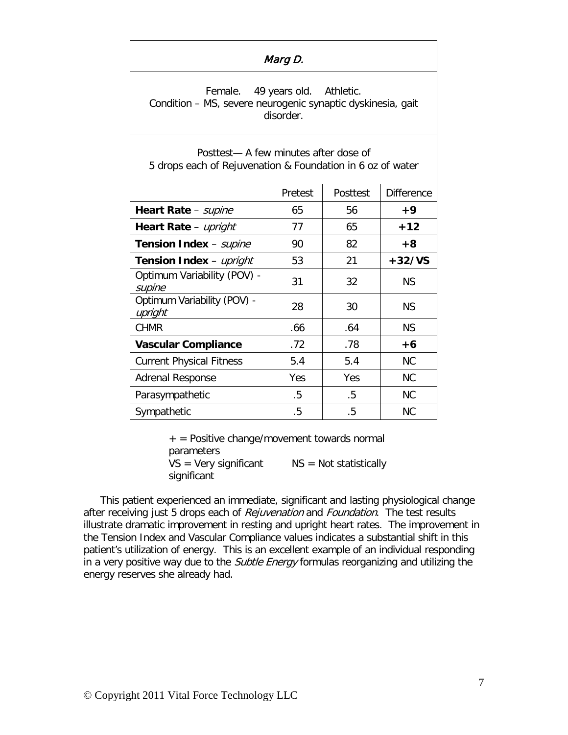| *Marg D.* | | | |
|---|---|---|---|
| Female. 49 years old. Athletic.<br>Condition – MS, severe neurogenic synaptic dyskinesia, gait disorder. | | | |
| Posttest— A few minutes after dose of<br>5 drops each of Rejuvenation & Foundation in 6 oz of water | | | |
| | Pretest | Posttest | Difference |
| **Heart Rate** – *supine* | 65 | 56 | **+9** |
| **Heart Rate** – *upright* | 77 | 65 | **+12** |
| **Tension Index** – *supine* | 90 | 82 | **+8** |
| **Tension Index** – *upright* | 53 | 21 | **+32/VS** |
| Optimum Variability (POV) - *supine* | 31 | 32 | NS |
| Optimum Variability (POV) - *upright* | 28 | 30 | NS |
| CHMR | .66 | .64 | NS |
| **Vascular Compliance** | .72 | .78 | **+6** |
| Current Physical Fitness | 5.4 | 5.4 | NC |
| Adrenal Response | Yes | Yes | NC |
| Parasympathetic | .5 | .5 | NC |
| Sympathetic | .5 | .5 | NC |

+ = Positive change/movement towards normal parameters
VS = Very significant NS = Not statistically significant

This patient experienced an immediate, significant and lasting physiological change after receiving just 5 drops each of *Rejuvenation* and *Foundation*. The test results illustrate dramatic improvement in resting and upright heart rates. The improvement in the Tension Index and Vascular Compliance values indicates a substantial shift in this patient's utilization of energy. This is an excellent example of an individual responding in a very positive way due to the *Subtle Energy* formulas reorganizing and utilizing the energy reserves she already had.

© Copyright 2011 Vital Force Technology LLC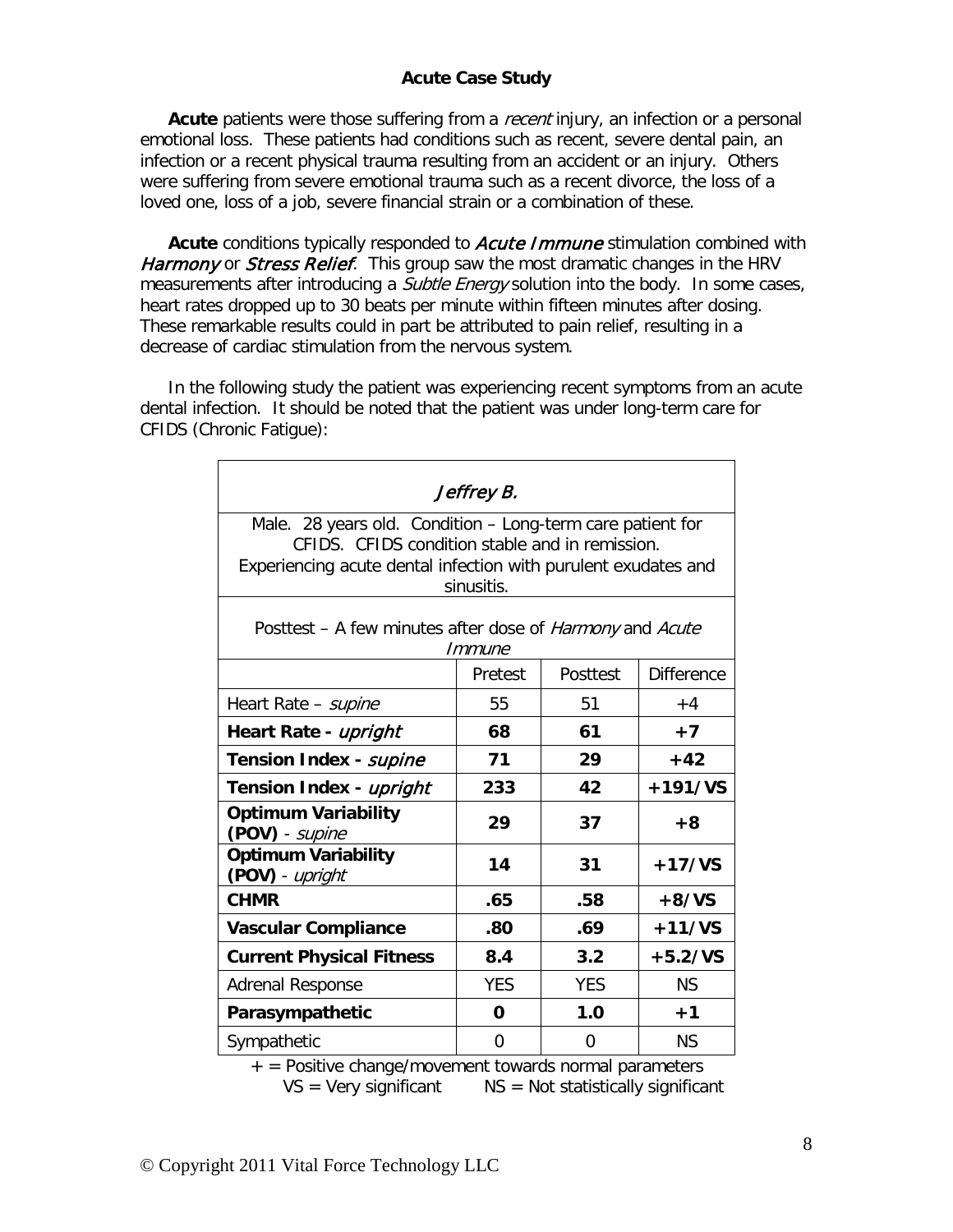## Acute Case Study

**Acute** patients were those suffering from a *recent* injury, an infection or a personal emotional loss. These patients had conditions such as recent, severe dental pain, an infection or a recent physical trauma resulting from an accident or an injury. Others were suffering from severe emotional trauma such as a recent divorce, the loss of a loved one, loss of a job, severe financial strain or a combination of these.

**Acute** conditions typically responded to *Acute Immune* stimulation combined with *Harmony* or *Stress Relief*. This group saw the most dramatic changes in the HRV measurements after introducing a *Subtle Energy* solution into the body. In some cases, heart rates dropped up to 30 beats per minute within fifteen minutes after dosing. These remarkable results could in part be attributed to pain relief, resulting in a decrease of cardiac stimulation from the nervous system.

In the following study the patient was experiencing recent symptoms from an acute dental infection. It should be noted that the patient was under long-term care for CFIDS (Chronic Fatigue):

| *Jeffrey B.* | | | |
|---|---|---|---|
| Male. 28 years old. Condition – Long-term care patient for CFIDS. CFIDS condition stable and in remission. Experiencing acute dental infection with purulent exudates and sinusitis. | | | |
| Posttest – A few minutes after dose of *Harmony* and *Acute Immune* | | | |
| | Pretest | Posttest | Difference |
| Heart Rate – *supine* | 55 | 51 | +4 |
| **Heart Rate - *upright*** | **68** | **61** | **+7** |
| **Tension Index - *supine*** | **71** | **29** | **+42** |
| **Tension Index - *upright*** | **233** | **42** | **+191/VS** |
| **Optimum Variability (POV)** - *supine* | **29** | **37** | **+8** |
| **Optimum Variability (POV)** - *upright* | **14** | **31** | **+17/VS** |
| **CHMR** | **.65** | **.58** | **+8/VS** |
| **Vascular Compliance** | **.80** | **.69** | **+11/VS** |
| **Current Physical Fitness** | **8.4** | **3.2** | **+5.2/VS** |
| Adrenal Response | YES | YES | NS |
| **Parasympathetic** | **0** | **1.0** | **+1** |
| Sympathetic | 0 | 0 | NS |

+ = Positive change/movement towards normal parameters
VS = Very significant NS = Not statistically significant

© Copyright 2011 Vital Force Technology LLC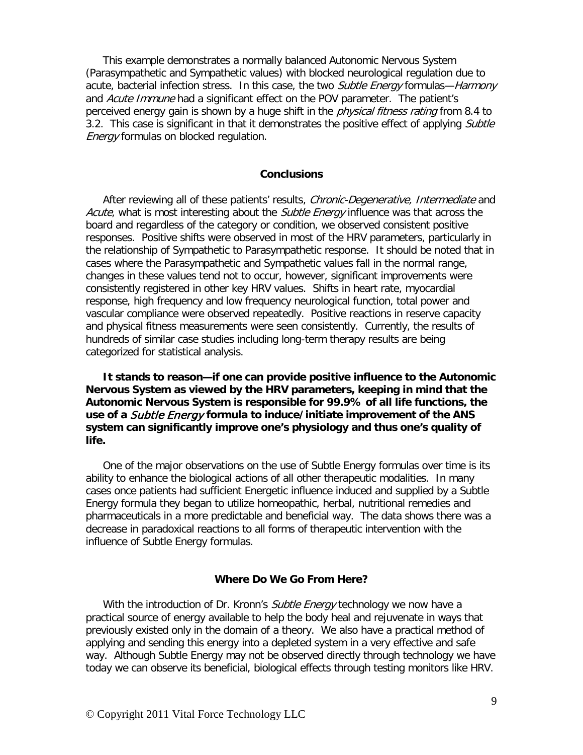This example demonstrates a normally balanced Autonomic Nervous System (Parasympathetic and Sympathetic values) with blocked neurological regulation due to acute, bacterial infection stress. In this case, the two *Subtle Energy* formulas—*Harmony* and *Acute Immune* had a significant effect on the POV parameter. The patient's perceived energy gain is shown by a huge shift in the *physical fitness rating* from 8.4 to 3.2. This case is significant in that it demonstrates the positive effect of applying *Subtle Energy* formulas on blocked regulation.

## Conclusions

After reviewing all of these patients' results, *Chronic-Degenerative, Intermediate* and *Acute*, what is most interesting about the *Subtle Energy* influence was that across the board and regardless of the category or condition, we observed consistent positive responses. Positive shifts were observed in most of the HRV parameters, particularly in the relationship of Sympathetic to Parasympathetic response. It should be noted that in cases where the Parasympathetic and Sympathetic values fall in the normal range, changes in these values tend not to occur, however, significant improvements were consistently registered in other key HRV values. Shifts in heart rate, myocardial response, high frequency and low frequency neurological function, total power and vascular compliance were observed repeatedly. Positive reactions in reserve capacity and physical fitness measurements were seen consistently. Currently, the results of hundreds of similar case studies including long-term therapy results are being categorized for statistical analysis.

**It stands to reason—if one can provide positive influence to the Autonomic Nervous System as viewed by the HRV parameters, keeping in mind that the Autonomic Nervous System is responsible for 99.9% of all life functions, the use of a *Subtle Energy* formula to induce/initiate improvement of the ANS system can significantly improve one's physiology and thus one's quality of life.**

One of the major observations on the use of Subtle Energy formulas over time is its ability to enhance the biological actions of all other therapeutic modalities. In many cases once patients had sufficient Energetic influence induced and supplied by a Subtle Energy formula they began to utilize homeopathic, herbal, nutritional remedies and pharmaceuticals in a more predictable and beneficial way. The data shows there was a decrease in paradoxical reactions to all forms of therapeutic intervention with the influence of Subtle Energy formulas.

## Where Do We Go From Here?

With the introduction of Dr. Kronn's *Subtle Energy* technology we now have a practical source of energy available to help the body heal and rejuvenate in ways that previously existed only in the domain of a theory. We also have a practical method of applying and sending this energy into a depleted system in a very effective and safe way. Although Subtle Energy may not be observed directly through technology we have today we can observe its beneficial, biological effects through testing monitors like HRV.

© Copyright 2011 Vital Force Technology LLC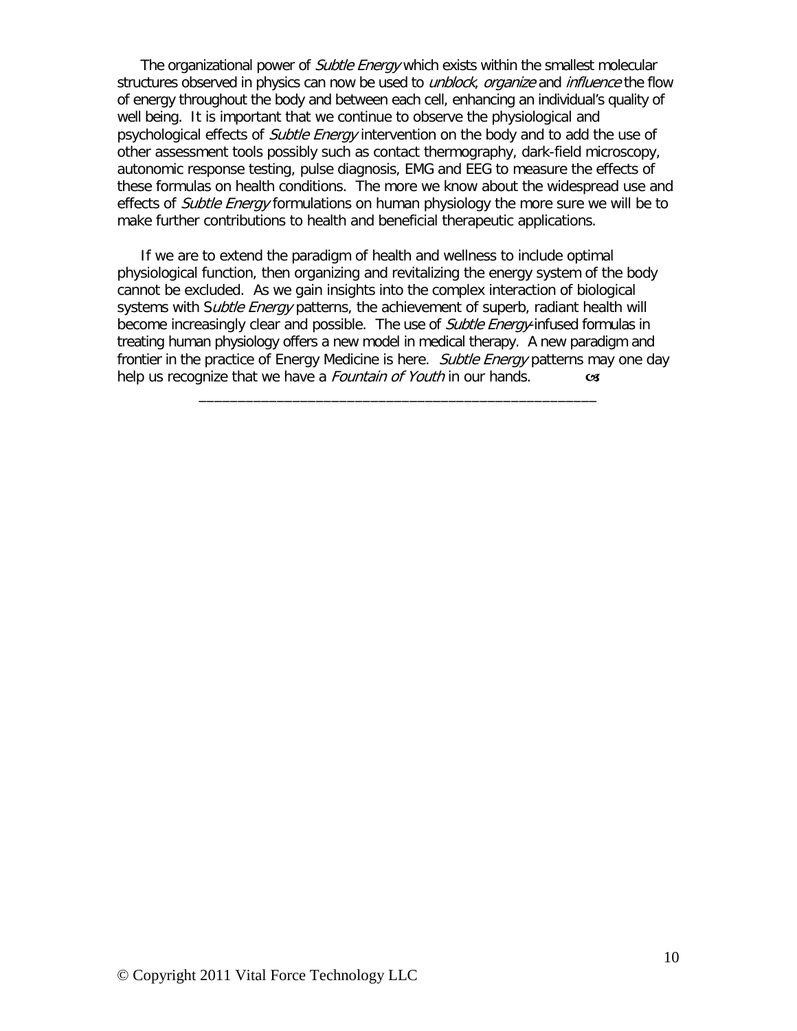The organizational power of *Subtle Energy* which exists within the smallest molecular structures observed in physics can now be used to *unblock*, *organize* and *influence* the flow of energy throughout the body and between each cell, enhancing an individual's quality of well being. It is important that we continue to observe the physiological and psychological effects of *Subtle Energy* intervention on the body and to add the use of other assessment tools possibly such as contact thermography, dark-field microscopy, autonomic response testing, pulse diagnosis, EMG and EEG to measure the effects of these formulas on health conditions. The more we know about the widespread use and effects of *Subtle Energy* formulations on human physiology the more sure we will be to make further contributions to health and beneficial therapeutic applications.

If we are to extend the paradigm of health and wellness to include optimal physiological function, then organizing and revitalizing the energy system of the body cannot be excluded. As we gain insights into the complex interaction of biological systems with S*ubtle Energy* patterns, the achievement of superb, radiant health will become increasingly clear and possible. The use of *Subtle Energy*-infused formulas in treating human physiology offers a new model in medical therapy. A new paradigm and frontier in the practice of Energy Medicine is here. *Subtle Energy* patterns may one day help us recognize that we have a *Fountain of Youth* in our hands. ☙

---

© Copyright 2011 Vital Force Technology LLC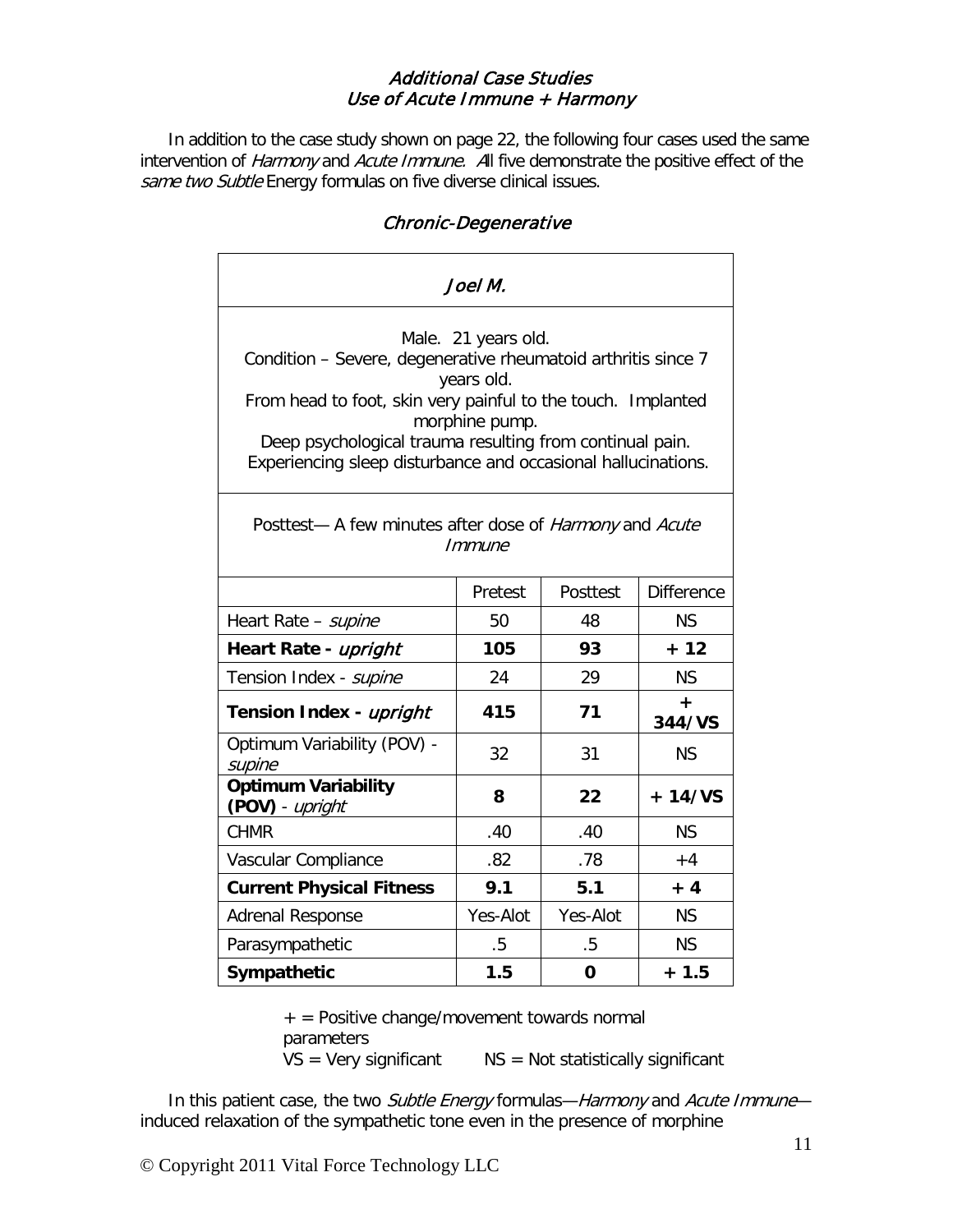## *Additional Case Studies*
## *Use of Acute Immune + Harmony*

In addition to the case study shown on page 22, the following four cases used the same intervention of *Harmony* and *Acute Immune*. All five demonstrate the positive effect of the *same two Subtle* Energy formulas on five diverse clinical issues.

### *Chronic-Degenerative*

| *Joel M.* | | | |
|---|---|---|---|
| Male. 21 years old. Condition – Severe, degenerative rheumatoid arthritis since 7 years old. From head to foot, skin very painful to the touch. Implanted morphine pump. Deep psychological trauma resulting from continual pain. Experiencing sleep disturbance and occasional hallucinations. | | | |
| Posttest— A few minutes after dose of *Harmony* and *Acute Immune* | | | |
| | Pretest | Posttest | Difference |
| Heart Rate – *supine* | 50 | 48 | NS |
| **Heart Rate - *upright*** | **105** | **93** | **+ 12** |
| Tension Index - *supine* | 24 | 29 | NS |
| **Tension Index - *upright*** | **415** | **71** | **+ 344/VS** |
| Optimum Variability (POV) - *supine* | 32 | 31 | NS |
| **Optimum Variability (POV)** - *upright* | **8** | **22** | **+ 14/VS** |
| CHMR | .40 | .40 | NS |
| Vascular Compliance | .82 | .78 | +4 |
| **Current Physical Fitness** | **9.1** | **5.1** | **+ 4** |
| Adrenal Response | Yes-Alot | Yes-Alot | NS |
| Parasympathetic | .5 | .5 | NS |
| **Sympathetic** | **1.5** | **0** | **+ 1.5** |

+ = Positive change/movement towards normal parameters
VS = Very significant NS = Not statistically significant

In this patient case, the two *Subtle Energy* formulas—*Harmony* and *Acute Immune*—induced relaxation of the sympathetic tone even in the presence of morphine

© Copyright 2011 Vital Force Technology LLC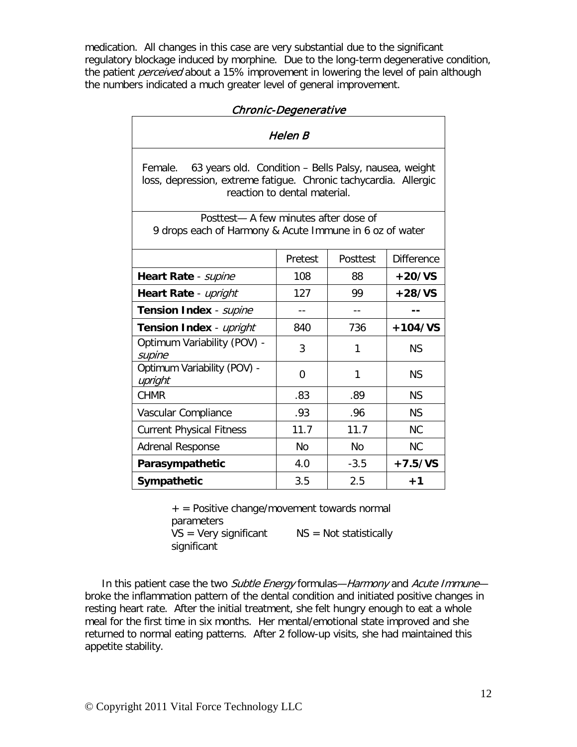medication. All changes in this case are very substantial due to the significant regulatory blockage induced by morphine. Due to the long-term degenerative condition, the patient *perceived* about a 15% improvement in lowering the level of pain although the numbers indicated a much greater level of general improvement.

*Chronic-Degenerative*

| *Helen B* | | | |
|---|---|---|---|
| Female. 63 years old. Condition – Bells Palsy, nausea, weight loss, depression, extreme fatigue. Chronic tachycardia. Allergic reaction to dental material. | | | |
| Posttest— A few minutes after dose of 9 drops each of Harmony & Acute Immune in 6 oz of water | | | |
| | Pretest | Posttest | Difference |
| **Heart Rate** - *supine* | 108 | 88 | **+20/VS** |
| **Heart Rate** - *upright* | 127 | 99 | **+28/VS** |
| **Tension Index** - *supine* | -- | -- | **--** |
| **Tension Index** - *upright* | 840 | 736 | **+104/VS** |
| Optimum Variability (POV) - *supine* | 3 | 1 | NS |
| Optimum Variability (POV) - *upright* | 0 | 1 | NS |
| CHMR | .83 | .89 | NS |
| Vascular Compliance | .93 | .96 | NS |
| Current Physical Fitness | 11.7 | 11.7 | NC |
| Adrenal Response | No | No | NC |
| **Parasympathetic** | 4.0 | -3.5 | **+7.5/VS** |
| **Sympathetic** | 3.5 | 2.5 | **+1** |

+ = Positive change/movement towards normal parameters
VS = Very significant NS = Not statistically significant

In this patient case the two *Subtle Energy* formulas—*Harmony* and *Acute Immune*—broke the inflammation pattern of the dental condition and initiated positive changes in resting heart rate. After the initial treatment, she felt hungry enough to eat a whole meal for the first time in six months. Her mental/emotional state improved and she returned to normal eating patterns. After 2 follow-up visits, she had maintained this appetite stability.

© Copyright 2011 Vital Force Technology LLC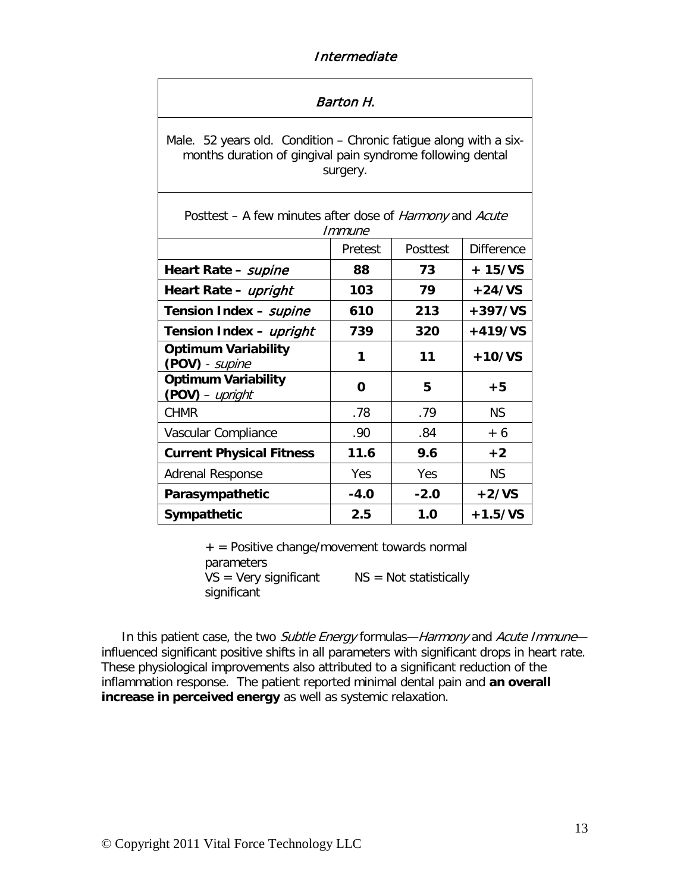*Intermediate*

| *Barton H.* | | | |
|---|---|---|---|
| Male. 52 years old. Condition – Chronic fatigue along with a six-months duration of gingival pain syndrome following dental surgery. | | | |
| Posttest – A few minutes after dose of *Harmony* and *Acute Immune* | | | |
| | Pretest | Posttest | Difference |
| **Heart Rate –** ***supine*** | **88** | **73** | **+ 15/VS** |
| **Heart Rate –** ***upright*** | **103** | **79** | **+24/VS** |
| **Tension Index –** ***supine*** | **610** | **213** | **+397/VS** |
| **Tension Index –** ***upright*** | **739** | **320** | **+419/VS** |
| **Optimum Variability (POV)** - *supine* | **1** | **11** | **+10/VS** |
| **Optimum Variability (POV)** – *upright* | **0** | **5** | **+5** |
| CHMR | .78 | .79 | NS |
| Vascular Compliance | .90 | .84 | + 6 |
| **Current Physical Fitness** | **11.6** | **9.6** | **+2** |
| Adrenal Response | Yes | Yes | NS |
| **Parasympathetic** | **-4.0** | **-2.0** | **+2/VS** |
| **Sympathetic** | **2.5** | **1.0** | **+1.5/VS** |

+ = Positive change/movement towards normal parameters
VS = Very significant    NS = Not statistically significant

In this patient case, the two *Subtle Energy* formulas—*Harmony* and *Acute Immune*—influenced significant positive shifts in all parameters with significant drops in heart rate. These physiological improvements also attributed to a significant reduction of the inflammation response. The patient reported minimal dental pain and **an overall increase in perceived energy** as well as systemic relaxation.

© Copyright 2011 Vital Force Technology LLC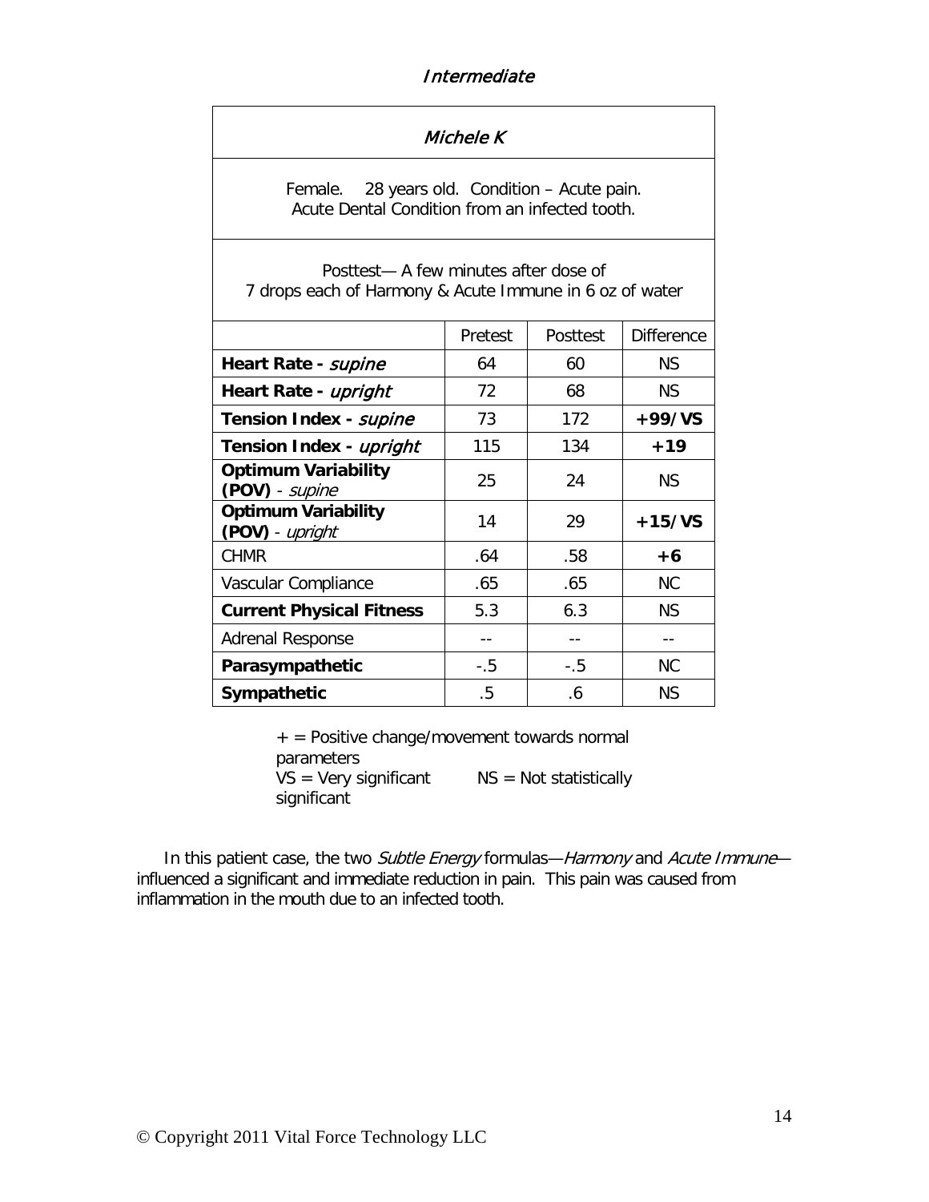*Intermediate*

| *Michele K* | | | |
|---|---|---|---|
| Female. 28 years old. Condition – Acute pain. Acute Dental Condition from an infected tooth. | | | |
| Posttest— A few minutes after dose of 7 drops each of Harmony & Acute Immune in 6 oz of water | | | |
| | Pretest | Posttest | Difference |
| **Heart Rate -** ***supine*** | 64 | 60 | NS |
| **Heart Rate -** ***upright*** | 72 | 68 | NS |
| **Tension Index -** ***supine*** | 73 | 172 | **+99/VS** |
| **Tension Index -** ***upright*** | 115 | 134 | **+19** |
| **Optimum Variability (POV)** - *supine* | 25 | 24 | NS |
| **Optimum Variability (POV)** - *upright* | 14 | 29 | **+15/VS** |
| CHMR | .64 | .58 | **+6** |
| Vascular Compliance | .65 | .65 | NC |
| **Current Physical Fitness** | 5.3 | 6.3 | NS |
| Adrenal Response | -- | -- | -- |
| **Parasympathetic** | -.5 | -.5 | NC |
| **Sympathetic** | .5 | .6 | NS |

+ = Positive change/movement towards normal parameters
VS = Very significant     NS = Not statistically significant

In this patient case, the two *Subtle Energy* formulas—*Harmony* and *Acute Immune*—influenced a significant and immediate reduction in pain. This pain was caused from inflammation in the mouth due to an infected tooth.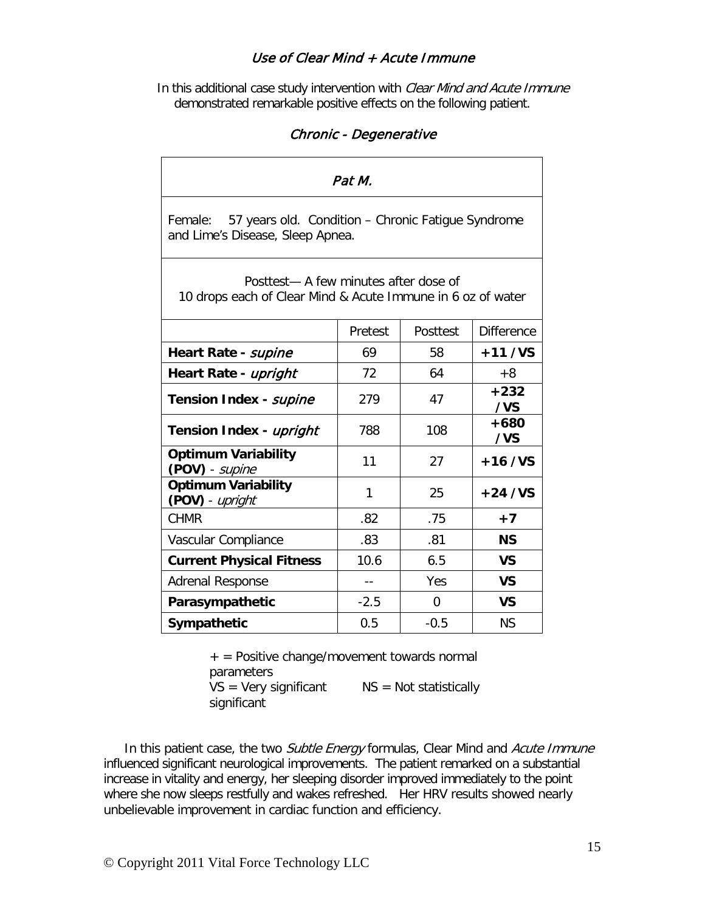## *Use of Clear Mind + Acute Immune*

In this additional case study intervention with *Clear Mind and Acute Immune* demonstrated remarkable positive effects on the following patient.

### *Chronic - Degenerative*

| *Pat M.* | | | |
|---|---|---|---|
| Female: 57 years old. Condition – Chronic Fatigue Syndrome and Lime's Disease, Sleep Apnea. | | | |
| Posttest— A few minutes after dose of 10 drops each of Clear Mind & Acute Immune in 6 oz of water | | | |
| | Pretest | Posttest | Difference |
| **Heart Rate -** ***supine*** | 69 | 58 | **+11 / VS** |
| **Heart Rate -** ***upright*** | 72 | 64 | +8 |
| **Tension Index -** ***supine*** | 279 | 47 | **+232 / VS** |
| **Tension Index -** ***upright*** | 788 | 108 | **+680 / VS** |
| **Optimum Variability (POV)** - *supine* | 11 | 27 | **+16 / VS** |
| **Optimum Variability (POV)** - *upright* | 1 | 25 | **+24 / VS** |
| CHMR | .82 | .75 | **+7** |
| Vascular Compliance | .83 | .81 | **NS** |
| **Current Physical Fitness** | 10.6 | 6.5 | **VS** |
| Adrenal Response | -- | Yes | **VS** |
| **Parasympathetic** | -2.5 | 0 | **VS** |
| **Sympathetic** | 0.5 | -0.5 | NS |

+ = Positive change/movement towards normal parameters
VS = Very significant NS = Not statistically significant

In this patient case, the two *Subtle Energy* formulas, Clear Mind and *Acute Immune* influenced significant neurological improvements. The patient remarked on a substantial increase in vitality and energy, her sleeping disorder improved immediately to the point where she now sleeps restfully and wakes refreshed. Her HRV results showed nearly unbelievable improvement in cardiac function and efficiency.

© Copyright 2011 Vital Force Technology LLC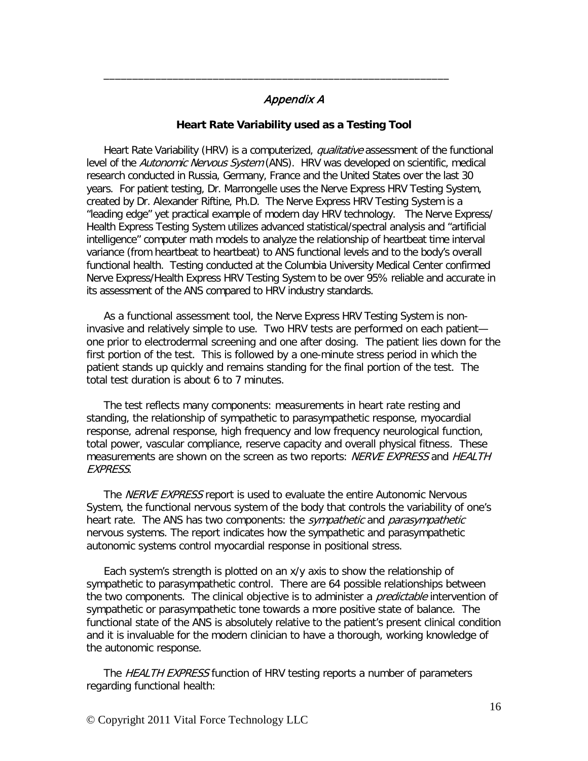## *Appendix A*

### Heart Rate Variability used as a Testing Tool

Heart Rate Variability (HRV) is a computerized, *qualitative* assessment of the functional level of the *Autonomic Nervous System* (ANS). HRV was developed on scientific, medical research conducted in Russia, Germany, France and the United States over the last 30 years. For patient testing, Dr. Marrongelle uses the Nerve Express HRV Testing System, created by Dr. Alexander Riftine, Ph.D. The Nerve Express HRV Testing System is a "leading edge" yet practical example of modern day HRV technology. The Nerve Express/ Health Express Testing System utilizes advanced statistical/spectral analysis and "artificial intelligence" computer math models to analyze the relationship of heartbeat time interval variance (from heartbeat to heartbeat) to ANS functional levels and to the body's overall functional health. Testing conducted at the Columbia University Medical Center confirmed Nerve Express/Health Express HRV Testing System to be over 95% reliable and accurate in its assessment of the ANS compared to HRV industry standards.

As a functional assessment tool, the Nerve Express HRV Testing System is non-invasive and relatively simple to use. Two HRV tests are performed on each patient—one prior to electrodermal screening and one after dosing. The patient lies down for the first portion of the test. This is followed by a one-minute stress period in which the patient stands up quickly and remains standing for the final portion of the test. The total test duration is about 6 to 7 minutes.

The test reflects many components: measurements in heart rate resting and standing, the relationship of sympathetic to parasympathetic response, myocardial response, adrenal response, high frequency and low frequency neurological function, total power, vascular compliance, reserve capacity and overall physical fitness. These measurements are shown on the screen as two reports: *NERVE EXPRESS* and *HEALTH EXPRESS*.

The *NERVE EXPRESS* report is used to evaluate the entire Autonomic Nervous System, the functional nervous system of the body that controls the variability of one's heart rate. The ANS has two components: the *sympathetic* and *parasympathetic* nervous systems. The report indicates how the sympathetic and parasympathetic autonomic systems control myocardial response in positional stress.

Each system's strength is plotted on an x/y axis to show the relationship of sympathetic to parasympathetic control. There are 64 possible relationships between the two components. The clinical objective is to administer a *predictable* intervention of sympathetic or parasympathetic tone towards a more positive state of balance. The functional state of the ANS is absolutely relative to the patient's present clinical condition and it is invaluable for the modern clinician to have a thorough, working knowledge of the autonomic response.

The *HEALTH EXPRESS* function of HRV testing reports a number of parameters regarding functional health: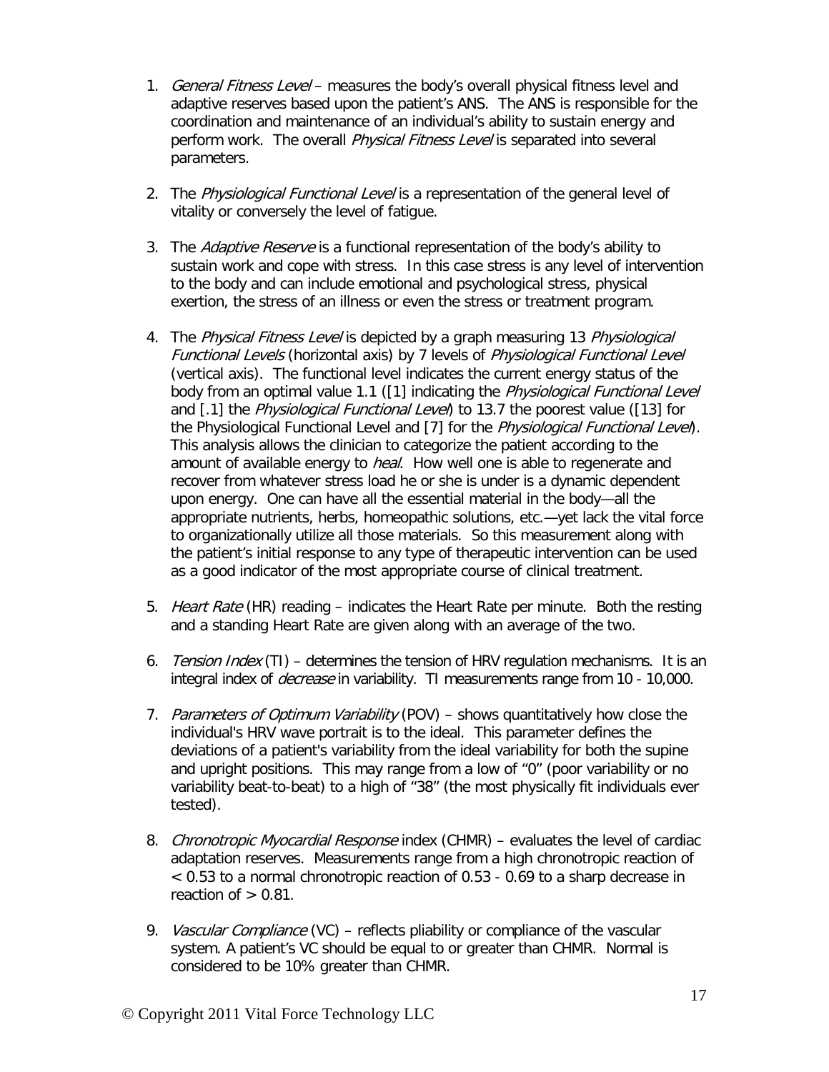1. *General Fitness Level* – measures the body's overall physical fitness level and adaptive reserves based upon the patient's ANS. The ANS is responsible for the coordination and maintenance of an individual's ability to sustain energy and perform work. The overall *Physical Fitness Level* is separated into several parameters.

2. The *Physiological Functional Level* is a representation of the general level of vitality or conversely the level of fatigue.

3. The *Adaptive Reserve* is a functional representation of the body's ability to sustain work and cope with stress. In this case stress is any level of intervention to the body and can include emotional and psychological stress, physical exertion, the stress of an illness or even the stress or treatment program.

4. The *Physical Fitness Level* is depicted by a graph measuring 13 *Physiological Functional Levels* (horizontal axis) by 7 levels of *Physiological Functional Level* (vertical axis). The functional level indicates the current energy status of the body from an optimal value 1.1 ([1] indicating the *Physiological Functional Level* and [.1] the *Physiological Functional Level*) to 13.7 the poorest value ([13] for the Physiological Functional Level and [7] for the *Physiological Functional Level*). This analysis allows the clinician to categorize the patient according to the amount of available energy to *heal*. How well one is able to regenerate and recover from whatever stress load he or she is under is a dynamic dependent upon energy. One can have all the essential material in the body—all the appropriate nutrients, herbs, homeopathic solutions, etc.—yet lack the vital force to organizationally utilize all those materials. So this measurement along with the patient's initial response to any type of therapeutic intervention can be used as a good indicator of the most appropriate course of clinical treatment.

5. *Heart Rate* (HR) reading – indicates the Heart Rate per minute. Both the resting and a standing Heart Rate are given along with an average of the two.

6. *Tension Index* (TI) – determines the tension of HRV regulation mechanisms. It is an integral index of *decrease* in variability. TI measurements range from 10 - 10,000.

7. *Parameters of Optimum Variability* (POV) – shows quantitatively how close the individual's HRV wave portrait is to the ideal. This parameter defines the deviations of a patient's variability from the ideal variability for both the supine and upright positions. This may range from a low of "0" (poor variability or no variability beat-to-beat) to a high of "38" (the most physically fit individuals ever tested).

8. *Chronotropic Myocardial Response* index (CHMR) – evaluates the level of cardiac adaptation reserves. Measurements range from a high chronotropic reaction of < 0.53 to a normal chronotropic reaction of 0.53 - 0.69 to a sharp decrease in reaction of > 0.81.

9. *Vascular Compliance* (VC) – reflects pliability or compliance of the vascular system. A patient's VC should be equal to or greater than CHMR. Normal is considered to be 10% greater than CHMR.

© Copyright 2011 Vital Force Technology LLC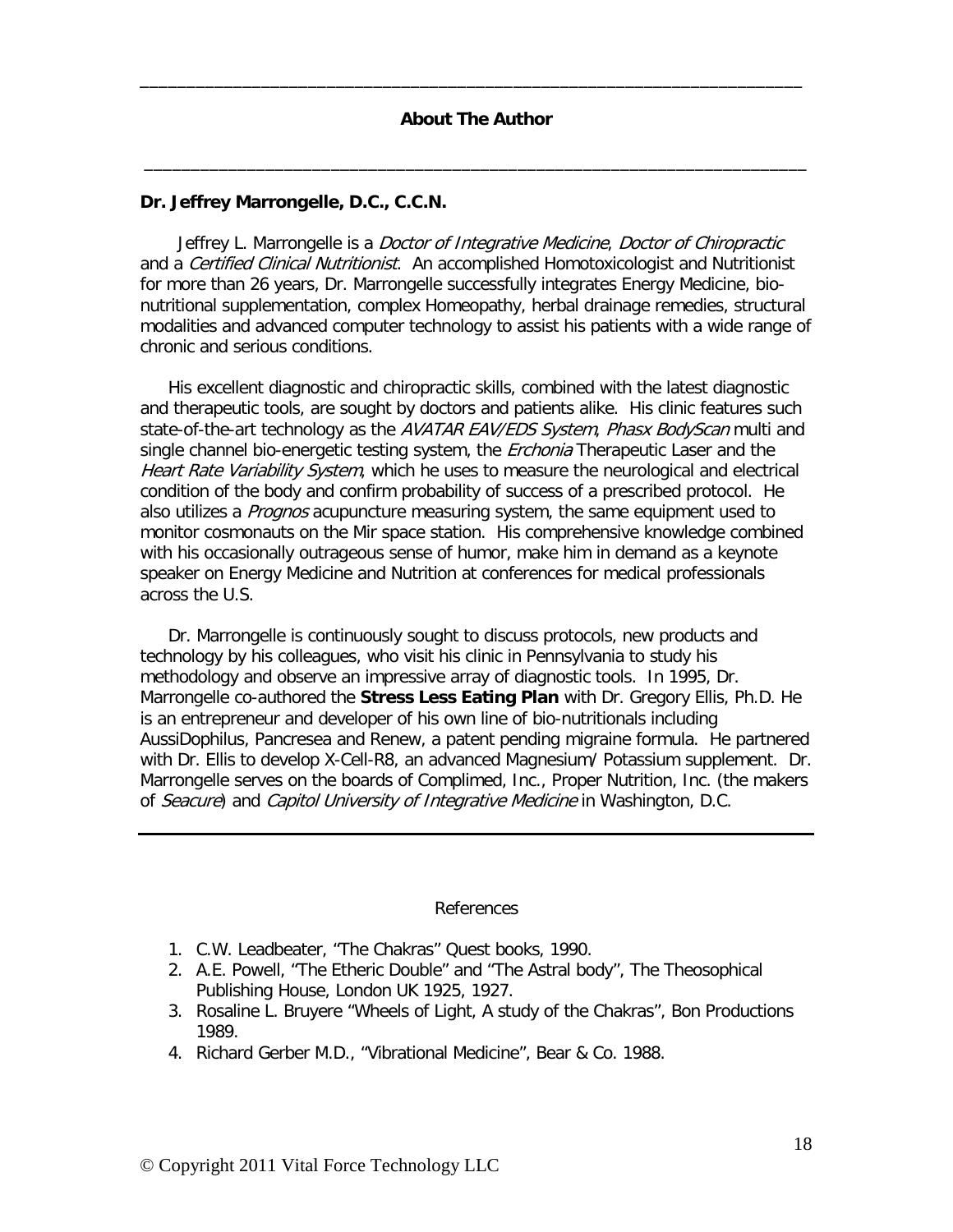## About The Author

**Dr. Jeffrey Marrongelle, D.C., C.C.N.**

Jeffrey L. Marrongelle is a *Doctor of Integrative Medicine*, *Doctor of Chiropractic* and a *Certified Clinical Nutritionist*. An accomplished Homotoxicologist and Nutritionist for more than 26 years, Dr. Marrongelle successfully integrates Energy Medicine, bio-nutritional supplementation, complex Homeopathy, herbal drainage remedies, structural modalities and advanced computer technology to assist his patients with a wide range of chronic and serious conditions.

His excellent diagnostic and chiropractic skills, combined with the latest diagnostic and therapeutic tools, are sought by doctors and patients alike. His clinic features such state-of-the-art technology as the *AVATAR EAV/EDS System*, *Phasx BodyScan* multi and single channel bio-energetic testing system, the *Erchonia* Therapeutic Laser and the *Heart Rate Variability System*, which he uses to measure the neurological and electrical condition of the body and confirm probability of success of a prescribed protocol. He also utilizes a *Prognos* acupuncture measuring system, the same equipment used to monitor cosmonauts on the Mir space station. His comprehensive knowledge combined with his occasionally outrageous sense of humor, make him in demand as a keynote speaker on Energy Medicine and Nutrition at conferences for medical professionals across the U.S.

Dr. Marrongelle is continuously sought to discuss protocols, new products and technology by his colleagues, who visit his clinic in Pennsylvania to study his methodology and observe an impressive array of diagnostic tools. In 1995, Dr. Marrongelle co-authored the **Stress Less Eating Plan** with Dr. Gregory Ellis, Ph.D. He is an entrepreneur and developer of his own line of bio-nutritionals including AussiDophilus, Pancresea and Renew, a patent pending migraine formula. He partnered with Dr. Ellis to develop X-Cell-R8, an advanced Magnesium/ Potassium supplement. Dr. Marrongelle serves on the boards of Complimed, Inc., Proper Nutrition, Inc. (the makers of *Seacure*) and *Capitol University of Integrative Medicine* in Washington, D.C.

---

References

1. C.W. Leadbeater, "The Chakras" Quest books, 1990.
2. A.E. Powell, "The Etheric Double" and "The Astral body", The Theosophical Publishing House, London UK 1925, 1927.
3. Rosaline L. Bruyere "Wheels of Light, A study of the Chakras", Bon Productions 1989.
4. Richard Gerber M.D., "Vibrational Medicine", Bear & Co. 1988.

© Copyright 2011 Vital Force Technology LLC